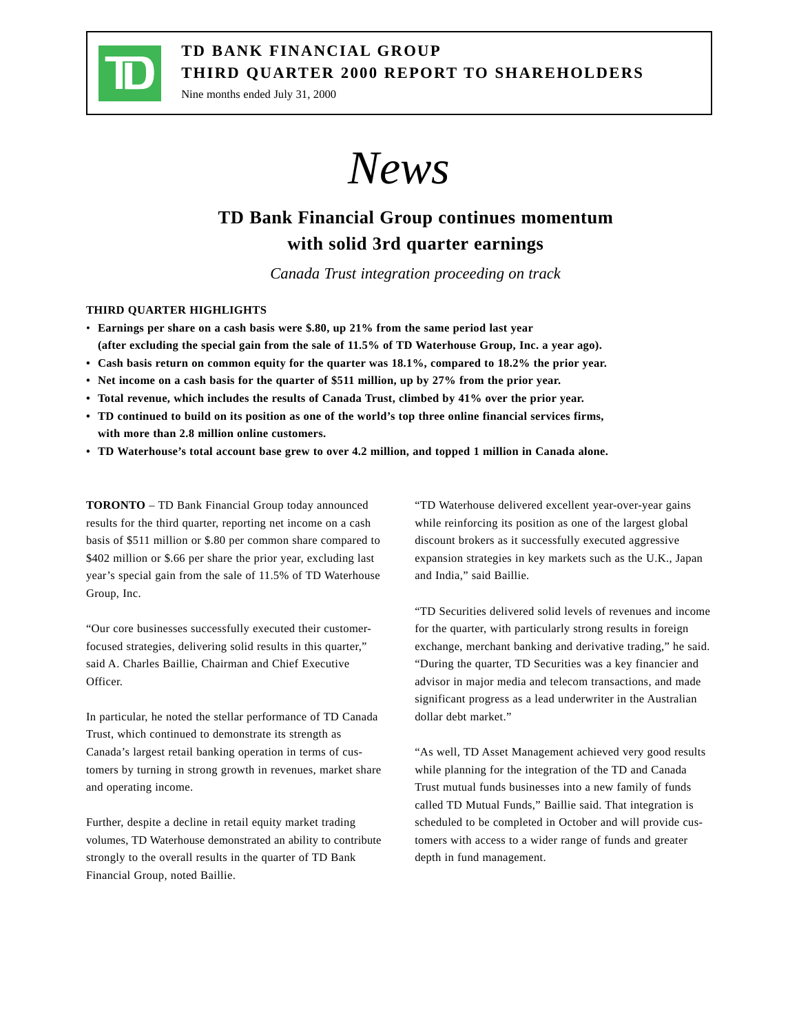**TD BANK FINANCIAL GROUP**
**THIRD QUARTER 2000 REPORT TO SHAREHOLDERS**
Nine months ended July 31, 2000

# *News*

## TD Bank Financial Group continues momentum with solid 3rd quarter earnings

*Canada Trust integration proceeding on track*

### THIRD QUARTER HIGHLIGHTS

- **Earnings per share on a cash basis were $.80, up 21% from the same period last year (after excluding the special gain from the sale of 11.5% of TD Waterhouse Group, Inc. a year ago).**
- **Cash basis return on common equity for the quarter was 18.1%, compared to 18.2% the prior year.**
- **Net income on a cash basis for the quarter of $511 million, up by 27% from the prior year.**
- **Total revenue, which includes the results of Canada Trust, climbed by 41% over the prior year.**
- **TD continued to build on its position as one of the world's top three online financial services firms, with more than 2.8 million online customers.**
- **TD Waterhouse's total account base grew to over 4.2 million, and topped 1 million in Canada alone.**

**TORONTO** – TD Bank Financial Group today announced results for the third quarter, reporting net income on a cash basis of $511 million or $.80 per common share compared to $402 million or $.66 per share the prior year, excluding last year's special gain from the sale of 11.5% of TD Waterhouse Group, Inc.

"Our core businesses successfully executed their customer-focused strategies, delivering solid results in this quarter," said A. Charles Baillie, Chairman and Chief Executive Officer.

In particular, he noted the stellar performance of TD Canada Trust, which continued to demonstrate its strength as Canada's largest retail banking operation in terms of customers by turning in strong growth in revenues, market share and operating income.

Further, despite a decline in retail equity market trading volumes, TD Waterhouse demonstrated an ability to contribute strongly to the overall results in the quarter of TD Bank Financial Group, noted Baillie.

"TD Waterhouse delivered excellent year-over-year gains while reinforcing its position as one of the largest global discount brokers as it successfully executed aggressive expansion strategies in key markets such as the U.K., Japan and India," said Baillie.

"TD Securities delivered solid levels of revenues and income for the quarter, with particularly strong results in foreign exchange, merchant banking and derivative trading," he said. "During the quarter, TD Securities was a key financier and advisor in major media and telecom transactions, and made significant progress as a lead underwriter in the Australian dollar debt market."

"As well, TD Asset Management achieved very good results while planning for the integration of the TD and Canada Trust mutual funds businesses into a new family of funds called TD Mutual Funds," Baillie said. That integration is scheduled to be completed in October and will provide customers with access to a wider range of funds and greater depth in fund management.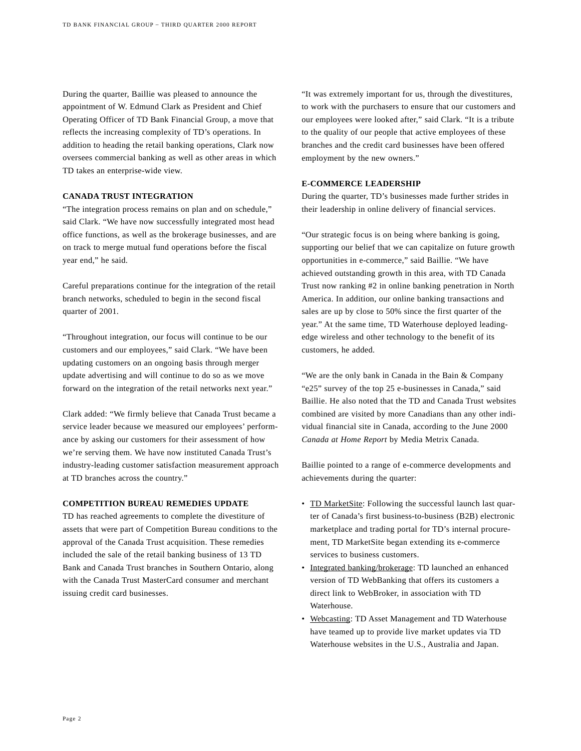During the quarter, Baillie was pleased to announce the appointment of W. Edmund Clark as President and Chief Operating Officer of TD Bank Financial Group, a move that reflects the increasing complexity of TD's operations. In addition to heading the retail banking operations, Clark now oversees commercial banking as well as other areas in which TD takes an enterprise-wide view.

## CANADA TRUST INTEGRATION

"The integration process remains on plan and on schedule," said Clark. "We have now successfully integrated most head office functions, as well as the brokerage businesses, and are on track to merge mutual fund operations before the fiscal year end," he said.

Careful preparations continue for the integration of the retail branch networks, scheduled to begin in the second fiscal quarter of 2001.

"Throughout integration, our focus will continue to be our customers and our employees," said Clark. "We have been updating customers on an ongoing basis through merger update advertising and will continue to do so as we move forward on the integration of the retail networks next year."

Clark added: "We firmly believe that Canada Trust became a service leader because we measured our employees' performance by asking our customers for their assessment of how we're serving them. We have now instituted Canada Trust's industry-leading customer satisfaction measurement approach at TD branches across the country."

## COMPETITION BUREAU REMEDIES UPDATE

TD has reached agreements to complete the divestiture of assets that were part of Competition Bureau conditions to the approval of the Canada Trust acquisition. These remedies included the sale of the retail banking business of 13 TD Bank and Canada Trust branches in Southern Ontario, along with the Canada Trust MasterCard consumer and merchant issuing credit card businesses.

"It was extremely important for us, through the divestitures, to work with the purchasers to ensure that our customers and our employees were looked after," said Clark. "It is a tribute to the quality of our people that active employees of these branches and the credit card businesses have been offered employment by the new owners."

## E-COMMERCE LEADERSHIP

During the quarter, TD's businesses made further strides in their leadership in online delivery of financial services.

"Our strategic focus is on being where banking is going, supporting our belief that we can capitalize on future growth opportunities in e-commerce," said Baillie. "We have achieved outstanding growth in this area, with TD Canada Trust now ranking #2 in online banking penetration in North America. In addition, our online banking transactions and sales are up by close to 50% since the first quarter of the year." At the same time, TD Waterhouse deployed leading-edge wireless and other technology to the benefit of its customers, he added.

"We are the only bank in Canada in the Bain & Company "e25" survey of the top 25 e-businesses in Canada," said Baillie. He also noted that the TD and Canada Trust websites combined are visited by more Canadians than any other individual financial site in Canada, according to the June 2000 *Canada at Home Report* by Media Metrix Canada.

Baillie pointed to a range of e-commerce developments and achievements during the quarter:

- TD MarketSite: Following the successful launch last quarter of Canada's first business-to-business (B2B) electronic marketplace and trading portal for TD's internal procurement, TD MarketSite began extending its e-commerce services to business customers.
- Integrated banking/brokerage: TD launched an enhanced version of TD WebBanking that offers its customers a direct link to WebBroker, in association with TD Waterhouse.
- Webcasting: TD Asset Management and TD Waterhouse have teamed up to provide live market updates via TD Waterhouse websites in the U.S., Australia and Japan.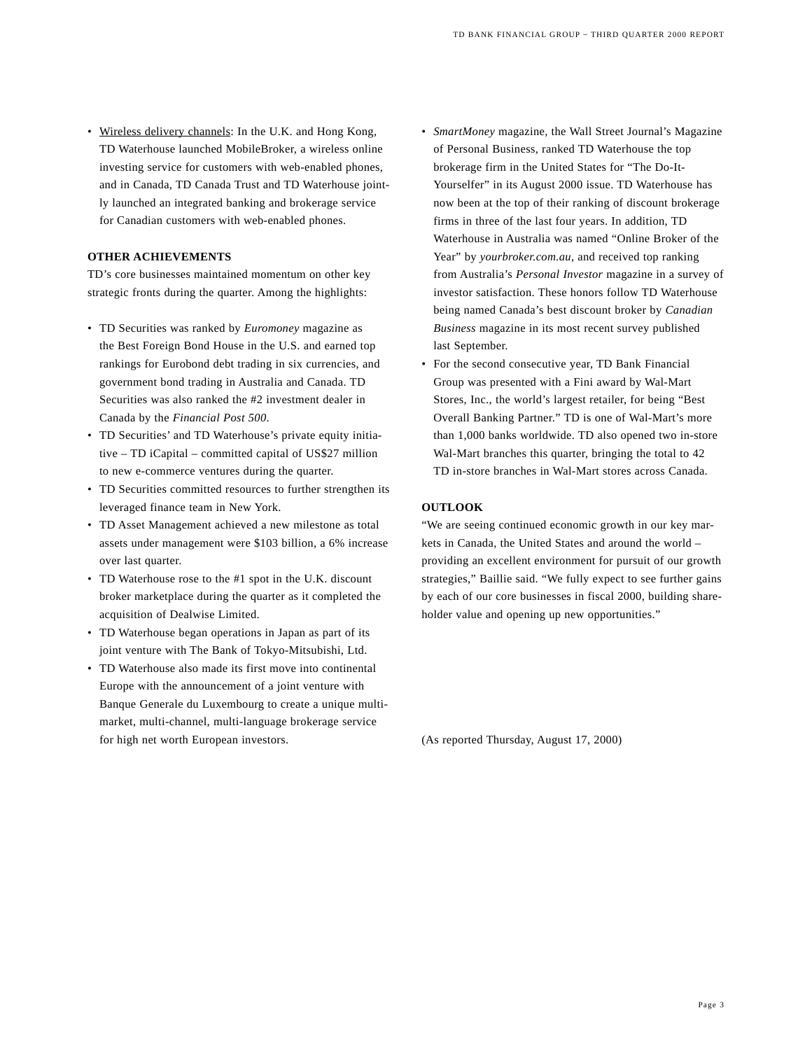- <u>Wireless delivery channels</u>: In the U.K. and Hong Kong, TD Waterhouse launched MobileBroker, a wireless online investing service for customers with web-enabled phones, and in Canada, TD Canada Trust and TD Waterhouse jointly launched an integrated banking and brokerage service for Canadian customers with web-enabled phones.

**OTHER ACHIEVEMENTS**

TD's core businesses maintained momentum on other key strategic fronts during the quarter. Among the highlights:

- TD Securities was ranked by *Euromoney* magazine as the Best Foreign Bond House in the U.S. and earned top rankings for Eurobond debt trading in six currencies, and government bond trading in Australia and Canada. TD Securities was also ranked the #2 investment dealer in Canada by the *Financial Post 500*.
- TD Securities' and TD Waterhouse's private equity initiative – TD iCapital – committed capital of US$27 million to new e-commerce ventures during the quarter.
- TD Securities committed resources to further strengthen its leveraged finance team in New York.
- TD Asset Management achieved a new milestone as total assets under management were $103 billion, a 6% increase over last quarter.
- TD Waterhouse rose to the #1 spot in the U.K. discount broker marketplace during the quarter as it completed the acquisition of Dealwise Limited.
- TD Waterhouse began operations in Japan as part of its joint venture with The Bank of Tokyo-Mitsubishi, Ltd.
- TD Waterhouse also made its first move into continental Europe with the announcement of a joint venture with Banque Generale du Luxembourg to create a unique multi-market, multi-channel, multi-language brokerage service for high net worth European investors.
- *SmartMoney* magazine, the Wall Street Journal's Magazine of Personal Business, ranked TD Waterhouse the top brokerage firm in the United States for "The Do-It-Yourselfer" in its August 2000 issue. TD Waterhouse has now been at the top of their ranking of discount brokerage firms in three of the last four years. In addition, TD Waterhouse in Australia was named "Online Broker of the Year" by *yourbroker.com.au*, and received top ranking from Australia's *Personal Investor* magazine in a survey of investor satisfaction. These honors follow TD Waterhouse being named Canada's best discount broker by *Canadian Business* magazine in its most recent survey published last September.
- For the second consecutive year, TD Bank Financial Group was presented with a Fini award by Wal-Mart Stores, Inc., the world's largest retailer, for being "Best Overall Banking Partner." TD is one of Wal-Mart's more than 1,000 banks worldwide. TD also opened two in-store Wal-Mart branches this quarter, bringing the total to 42 TD in-store branches in Wal-Mart stores across Canada.

**OUTLOOK**

"We are seeing continued economic growth in our key markets in Canada, the United States and around the world – providing an excellent environment for pursuit of our growth strategies," Baillie said. "We fully expect to see further gains by each of our core businesses in fiscal 2000, building shareholder value and opening up new opportunities."

(As reported Thursday, August 17, 2000)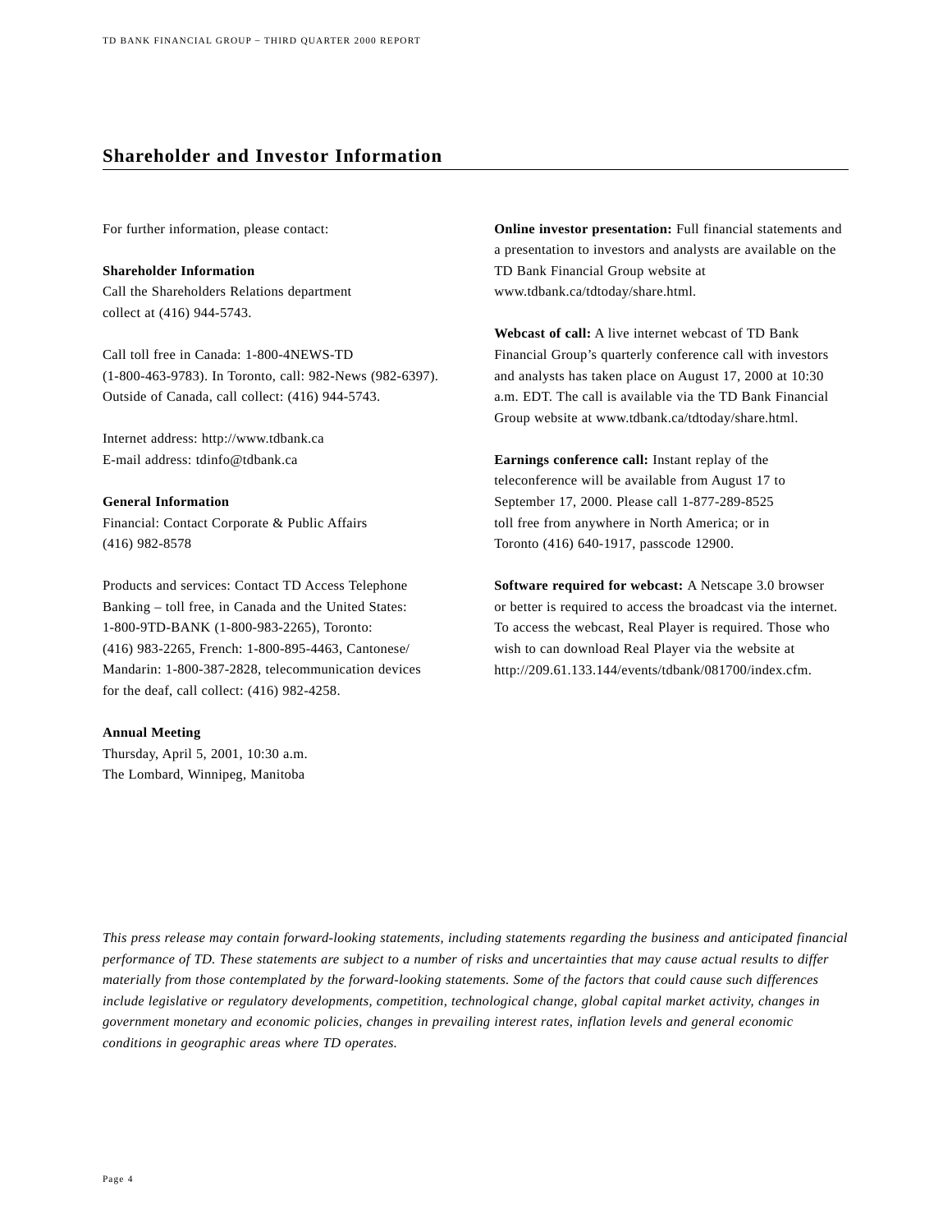## Shareholder and Investor Information

For further information, please contact:

**Shareholder Information**
Call the Shareholders Relations department collect at (416) 944-5743.

Call toll free in Canada: 1-800-4NEWS-TD (1-800-463-9783). In Toronto, call: 982-News (982-6397). Outside of Canada, call collect: (416) 944-5743.

Internet address: http://www.tdbank.ca
E-mail address: tdinfo@tdbank.ca

**General Information**
Financial: Contact Corporate & Public Affairs (416) 982-8578

Products and services: Contact TD Access Telephone Banking – toll free, in Canada and the United States: 1-800-9TD-BANK (1-800-983-2265), Toronto: (416) 983-2265, French: 1-800-895-4463, Cantonese/ Mandarin: 1-800-387-2828, telecommunication devices for the deaf, call collect: (416) 982-4258.

**Annual Meeting**
Thursday, April 5, 2001, 10:30 a.m.
The Lombard, Winnipeg, Manitoba

**Online investor presentation:** Full financial statements and a presentation to investors and analysts are available on the TD Bank Financial Group website at www.tdbank.ca/tdtoday/share.html.

**Webcast of call:** A live internet webcast of TD Bank Financial Group's quarterly conference call with investors and analysts has taken place on August 17, 2000 at 10:30 a.m. EDT. The call is available via the TD Bank Financial Group website at www.tdbank.ca/tdtoday/share.html.

**Earnings conference call:** Instant replay of the teleconference will be available from August 17 to September 17, 2000. Please call 1-877-289-8525 toll free from anywhere in North America; or in Toronto (416) 640-1917, passcode 12900.

**Software required for webcast:** A Netscape 3.0 browser or better is required to access the broadcast via the internet. To access the webcast, Real Player is required. Those who wish to can download Real Player via the website at http://209.61.133.144/events/tdbank/081700/index.cfm.

*This press release may contain forward-looking statements, including statements regarding the business and anticipated financial performance of TD. These statements are subject to a number of risks and uncertainties that may cause actual results to differ materially from those contemplated by the forward-looking statements. Some of the factors that could cause such differences include legislative or regulatory developments, competition, technological change, global capital market activity, changes in government monetary and economic policies, changes in prevailing interest rates, inflation levels and general economic conditions in geographic areas where TD operates.*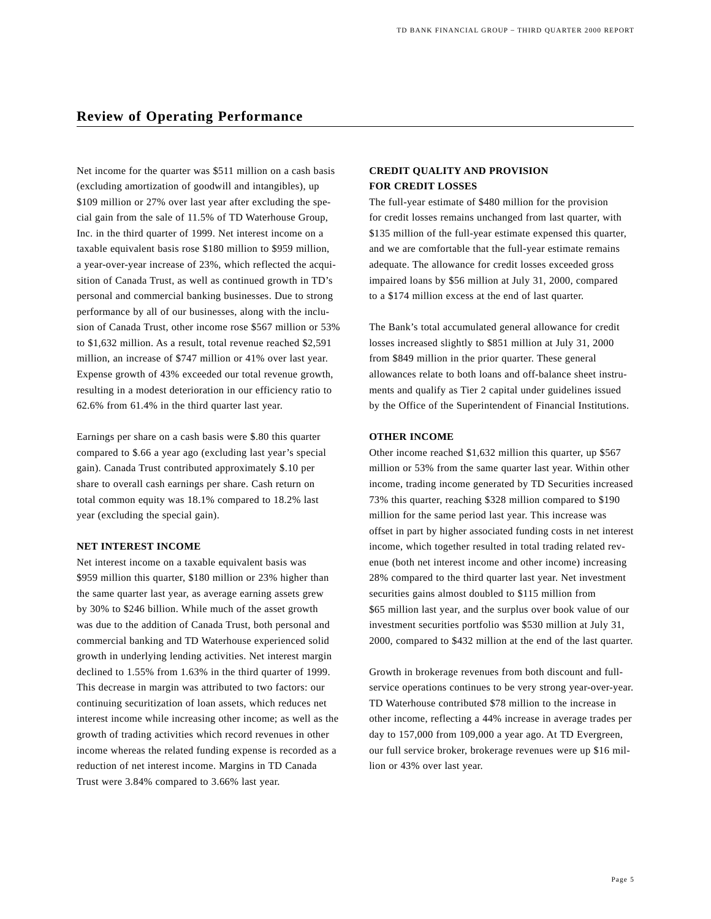## Review of Operating Performance

Net income for the quarter was $511 million on a cash basis (excluding amortization of goodwill and intangibles), up $109 million or 27% over last year after excluding the special gain from the sale of 11.5% of TD Waterhouse Group, Inc. in the third quarter of 1999. Net interest income on a taxable equivalent basis rose $180 million to $959 million, a year-over-year increase of 23%, which reflected the acquisition of Canada Trust, as well as continued growth in TD's personal and commercial banking businesses. Due to strong performance by all of our businesses, along with the inclusion of Canada Trust, other income rose $567 million or 53% to $1,632 million. As a result, total revenue reached $2,591 million, an increase of $747 million or 41% over last year. Expense growth of 43% exceeded our total revenue growth, resulting in a modest deterioration in our efficiency ratio to 62.6% from 61.4% in the third quarter last year.

Earnings per share on a cash basis were $.80 this quarter compared to $.66 a year ago (excluding last year's special gain). Canada Trust contributed approximately $.10 per share to overall cash earnings per share. Cash return on total common equity was 18.1% compared to 18.2% last year (excluding the special gain).

**NET INTEREST INCOME**

Net interest income on a taxable equivalent basis was $959 million this quarter, $180 million or 23% higher than the same quarter last year, as average earning assets grew by 30% to $246 billion. While much of the asset growth was due to the addition of Canada Trust, both personal and commercial banking and TD Waterhouse experienced solid growth in underlying lending activities. Net interest margin declined to 1.55% from 1.63% in the third quarter of 1999. This decrease in margin was attributed to two factors: our continuing securitization of loan assets, which reduces net interest income while increasing other income; as well as the growth of trading activities which record revenues in other income whereas the related funding expense is recorded as a reduction of net interest income. Margins in TD Canada Trust were 3.84% compared to 3.66% last year.

**CREDIT QUALITY AND PROVISION FOR CREDIT LOSSES**

The full-year estimate of $480 million for the provision for credit losses remains unchanged from last quarter, with $135 million of the full-year estimate expensed this quarter, and we are comfortable that the full-year estimate remains adequate. The allowance for credit losses exceeded gross impaired loans by $56 million at July 31, 2000, compared to a $174 million excess at the end of last quarter.

The Bank's total accumulated general allowance for credit losses increased slightly to $851 million at July 31, 2000 from $849 million in the prior quarter. These general allowances relate to both loans and off-balance sheet instruments and qualify as Tier 2 capital under guidelines issued by the Office of the Superintendent of Financial Institutions.

**OTHER INCOME**

Other income reached $1,632 million this quarter, up $567 million or 53% from the same quarter last year. Within other income, trading income generated by TD Securities increased 73% this quarter, reaching $328 million compared to $190 million for the same period last year. This increase was offset in part by higher associated funding costs in net interest income, which together resulted in total trading related revenue (both net interest income and other income) increasing 28% compared to the third quarter last year. Net investment securities gains almost doubled to $115 million from $65 million last year, and the surplus over book value of our investment securities portfolio was $530 million at July 31, 2000, compared to $432 million at the end of the last quarter.

Growth in brokerage revenues from both discount and full-service operations continues to be very strong year-over-year. TD Waterhouse contributed $78 million to the increase in other income, reflecting a 44% increase in average trades per day to 157,000 from 109,000 a year ago. At TD Evergreen, our full service broker, brokerage revenues were up $16 million or 43% over last year.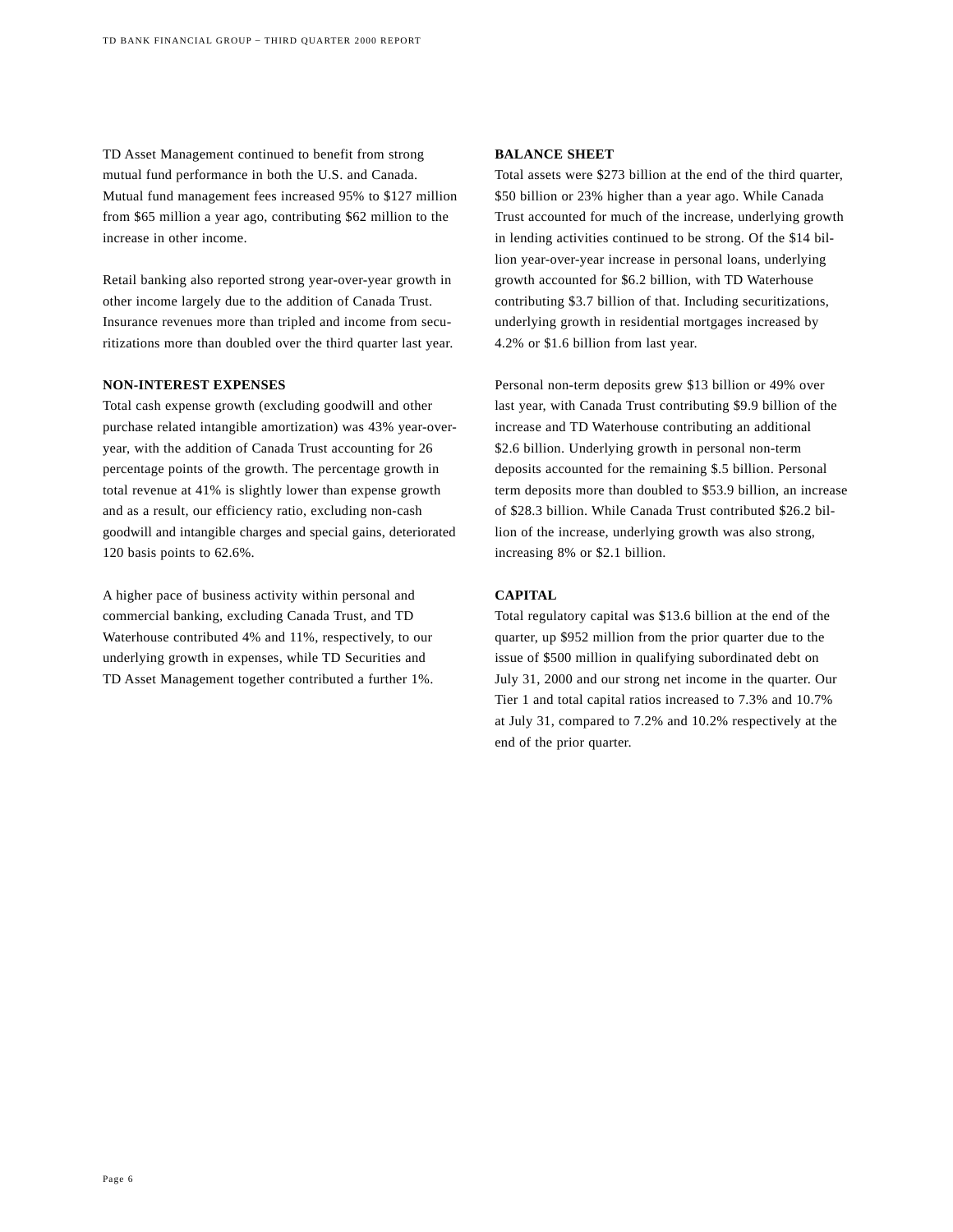TD Asset Management continued to benefit from strong mutual fund performance in both the U.S. and Canada. Mutual fund management fees increased 95% to $127 million from $65 million a year ago, contributing $62 million to the increase in other income.

Retail banking also reported strong year-over-year growth in other income largely due to the addition of Canada Trust. Insurance revenues more than tripled and income from securitizations more than doubled over the third quarter last year.

**NON-INTEREST EXPENSES**

Total cash expense growth (excluding goodwill and other purchase related intangible amortization) was 43% year-over-year, with the addition of Canada Trust accounting for 26 percentage points of the growth. The percentage growth in total revenue at 41% is slightly lower than expense growth and as a result, our efficiency ratio, excluding non-cash goodwill and intangible charges and special gains, deteriorated 120 basis points to 62.6%.

A higher pace of business activity within personal and commercial banking, excluding Canada Trust, and TD Waterhouse contributed 4% and 11%, respectively, to our underlying growth in expenses, while TD Securities and TD Asset Management together contributed a further 1%.

**BALANCE SHEET**

Total assets were $273 billion at the end of the third quarter, $50 billion or 23% higher than a year ago. While Canada Trust accounted for much of the increase, underlying growth in lending activities continued to be strong. Of the $14 billion year-over-year increase in personal loans, underlying growth accounted for $6.2 billion, with TD Waterhouse contributing $3.7 billion of that. Including securitizations, underlying growth in residential mortgages increased by 4.2% or $1.6 billion from last year.

Personal non-term deposits grew $13 billion or 49% over last year, with Canada Trust contributing $9.9 billion of the increase and TD Waterhouse contributing an additional $2.6 billion. Underlying growth in personal non-term deposits accounted for the remaining $.5 billion. Personal term deposits more than doubled to $53.9 billion, an increase of $28.3 billion. While Canada Trust contributed $26.2 billion of the increase, underlying growth was also strong, increasing 8% or $2.1 billion.

**CAPITAL**

Total regulatory capital was $13.6 billion at the end of the quarter, up $952 million from the prior quarter due to the issue of $500 million in qualifying subordinated debt on July 31, 2000 and our strong net income in the quarter. Our Tier 1 and total capital ratios increased to 7.3% and 10.7% at July 31, compared to 7.2% and 10.2% respectively at the end of the prior quarter.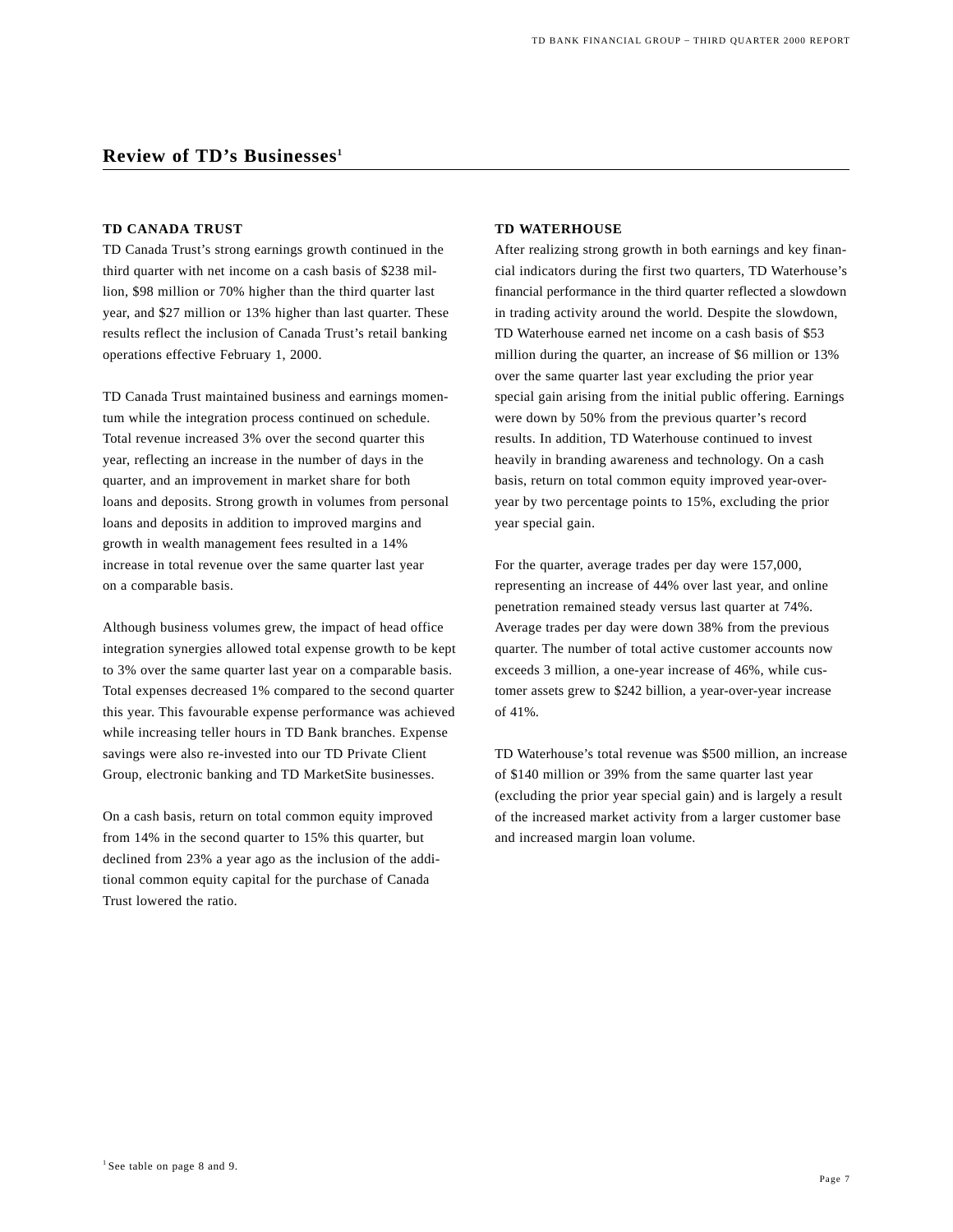## Review of TD's Businesses[1]

### TD CANADA TRUST

TD Canada Trust's strong earnings growth continued in the third quarter with net income on a cash basis of $238 million, $98 million or 70% higher than the third quarter last year, and $27 million or 13% higher than last quarter. These results reflect the inclusion of Canada Trust's retail banking operations effective February 1, 2000.

TD Canada Trust maintained business and earnings momentum while the integration process continued on schedule. Total revenue increased 3% over the second quarter this year, reflecting an increase in the number of days in the quarter, and an improvement in market share for both loans and deposits. Strong growth in volumes from personal loans and deposits in addition to improved margins and growth in wealth management fees resulted in a 14% increase in total revenue over the same quarter last year on a comparable basis.

Although business volumes grew, the impact of head office integration synergies allowed total expense growth to be kept to 3% over the same quarter last year on a comparable basis. Total expenses decreased 1% compared to the second quarter this year. This favourable expense performance was achieved while increasing teller hours in TD Bank branches. Expense savings were also re-invested into our TD Private Client Group, electronic banking and TD MarketSite businesses.

On a cash basis, return on total common equity improved from 14% in the second quarter to 15% this quarter, but declined from 23% a year ago as the inclusion of the additional common equity capital for the purchase of Canada Trust lowered the ratio.

### TD WATERHOUSE

After realizing strong growth in both earnings and key financial indicators during the first two quarters, TD Waterhouse's financial performance in the third quarter reflected a slowdown in trading activity around the world. Despite the slowdown, TD Waterhouse earned net income on a cash basis of $53 million during the quarter, an increase of $6 million or 13% over the same quarter last year excluding the prior year special gain arising from the initial public offering. Earnings were down by 50% from the previous quarter's record results. In addition, TD Waterhouse continued to invest heavily in branding awareness and technology. On a cash basis, return on total common equity improved year-over-year by two percentage points to 15%, excluding the prior year special gain.

For the quarter, average trades per day were 157,000, representing an increase of 44% over last year, and online penetration remained steady versus last quarter at 74%. Average trades per day were down 38% from the previous quarter. The number of total active customer accounts now exceeds 3 million, a one-year increase of 46%, while customer assets grew to $242 billion, a year-over-year increase of 41%.

TD Waterhouse's total revenue was $500 million, an increase of $140 million or 39% from the same quarter last year (excluding the prior year special gain) and is largely a result of the increased market activity from a larger customer base and increased margin loan volume.

[1] See table on page 8 and 9.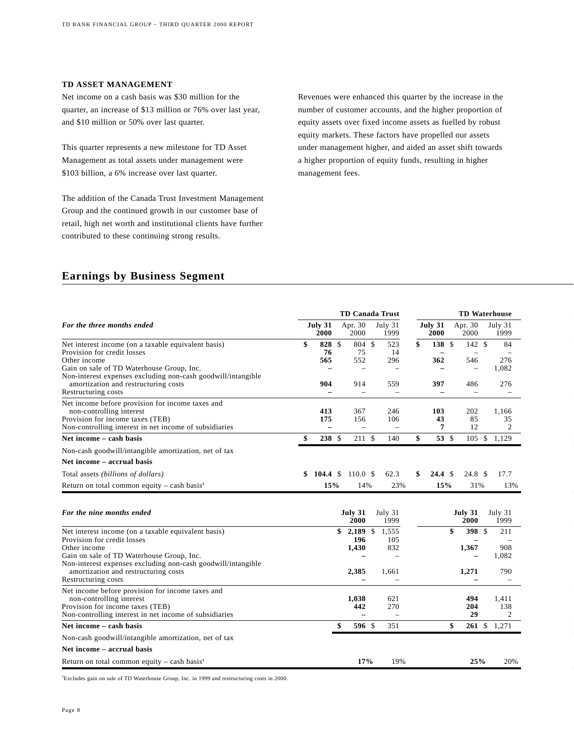## TD ASSET MANAGEMENT

Net income on a cash basis was $30 million for the quarter, an increase of $13 million or 76% over last year, and $10 million or 50% over last quarter.

This quarter represents a new milestone for TD Asset Management as total assets under management were $103 billion, a 6% increase over last quarter.

The addition of the Canada Trust Investment Management Group and the continued growth in our customer base of retail, high net worth and institutional clients have further contributed to these continuing strong results.

Revenues were enhanced this quarter by the increase in the number of customer accounts, and the higher proportion of equity assets over fixed income assets as fuelled by robust equity markets. These factors have propelled our assets under management higher, and aided an asset shift towards a higher proportion of equity funds, resulting in higher management fees.

# Earnings by Business Segment

| | TD Canada Trust | | | TD Waterhouse | | |
|---|---|---|---|---|---|---|
| ***For the three months ended*** | **July 31 2000** | Apr. 30 2000 | July 31 1999 | **July 31 2000** | Apr. 30 2000 | July 31 1999 |
| Net interest income (on a taxable equivalent basis) | **$ 828** | $ 804 | $ 523 | **$ 138** | $ 142 | $ 84 |
| Provision for credit losses | **76** | 75 | 14 | **–** | – | – |
| Other income | **565** | 552 | 296 | **362** | 546 | 276 |
| Gain on sale of TD Waterhouse Group, Inc. | **–** | – | – | **–** | – | 1,082 |
| Non-interest expenses excluding non-cash goodwill/intangible amortization and restructuring costs | **904** | 914 | 559 | **397** | 486 | 276 |
| Restructuring costs | **–** | – | – | **–** | – | – |
| Net income before provision for income taxes and non-controlling interest | **413** | 367 | 246 | **103** | 202 | 1,166 |
| Provision for income taxes (TEB) | **175** | 156 | 106 | **43** | 85 | 35 |
| Non-controlling interest in net income of subsidiaries | **–** | – | – | **7** | 12 | 2 |
| **Net income – cash basis** | **$ 238** | $ 211 | $ 140 | **$ 53** | $ 105 | $ 1,129 |
| Non-cash goodwill/intangible amortization, net of tax | | | | | | |
| **Net income – accrual basis** | | | | | | |
| Total assets *(billions of dollars)* | **$ 104.4** | $ 110.0 | $ 62.3 | **$ 24.4** | $ 24.8 | $ 17.7 |
| Return on total common equity – cash basis[1] | **15%** | 14% | 23% | **15%** | 31% | 13% |

| | TD Canada Trust | | TD Waterhouse | |
|---|---|---|---|---|
| ***For the nine months ended*** | **July 31 2000** | July 31 1999 | **July 31 2000** | July 31 1999 |
| Net interest income (on a taxable equivalent basis) | **$ 2,189** | $ 1,555 | **$ 398** | $ 211 |
| Provision for credit losses | **196** | 105 | **–** | – |
| Other income | **1,430** | 832 | **1,367** | 908 |
| Gain on sale of TD Waterhouse Group, Inc. | **–** | – | **–** | 1,082 |
| Non-interest expenses excluding non-cash goodwill/intangible amortization and restructuring costs | **2,385** | 1,661 | **1,271** | 790 |
| Restructuring costs | **–** | – | **–** | – |
| Net income before provision for income taxes and non-controlling interest | **1,038** | 621 | **494** | 1,411 |
| Provision for income taxes (TEB) | **442** | 270 | **204** | 138 |
| Non-controlling interest in net income of subsidiaries | **–** | – | **29** | 2 |
| **Net income – cash basis** | **$ 596** | $ 351 | **$ 261** | $ 1,271 |
| Non-cash goodwill/intangible amortization, net of tax | | | | |
| **Net income – accrual basis** | | | | |
| Return on total common equity – cash basis[1] | **17%** | 19% | **25%** | 20% |

[1]Excludes gain on sale of TD Waterhouse Group, Inc. in 1999 and restructuring costs in 2000.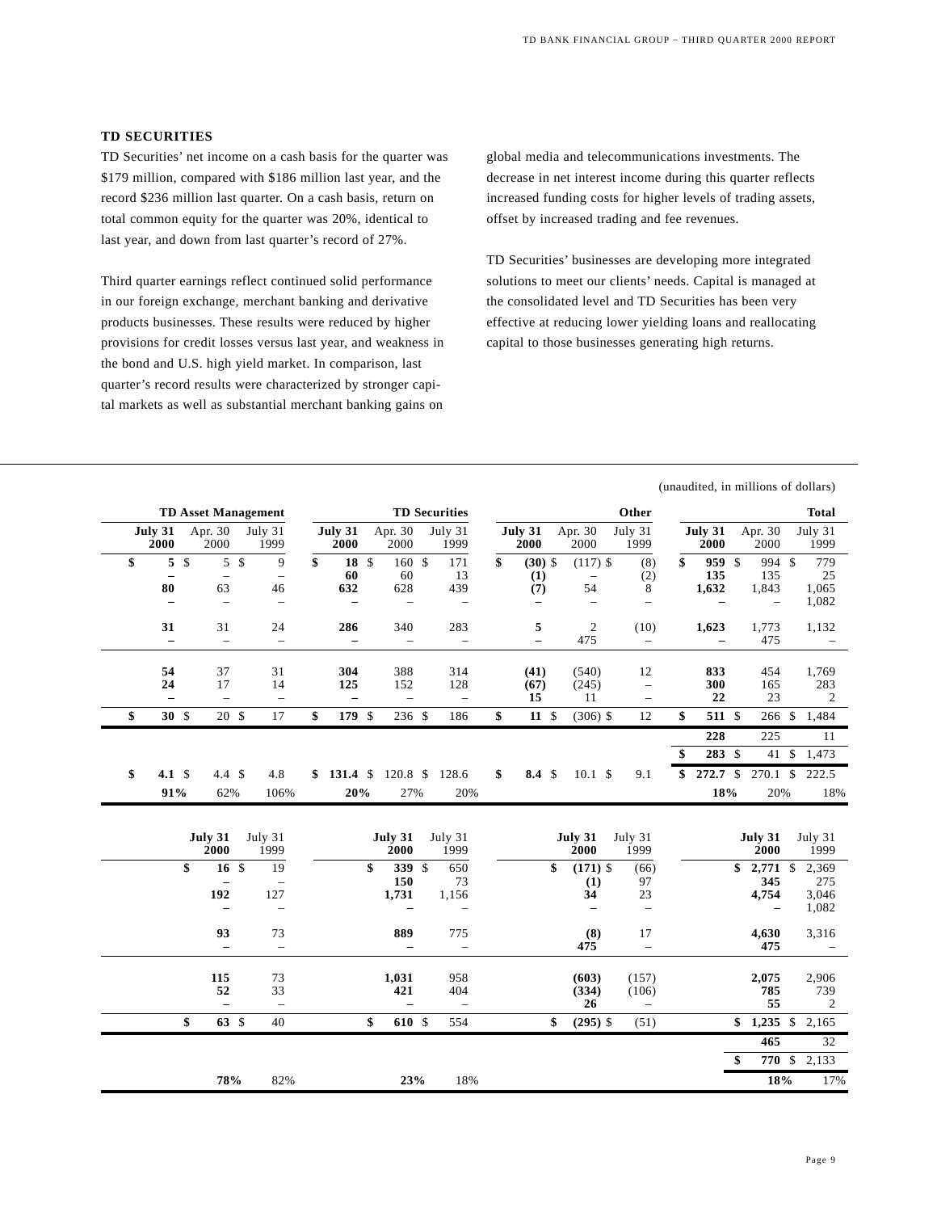## TD SECURITIES

TD Securities' net income on a cash basis for the quarter was $179 million, compared with $186 million last year, and the record $236 million last quarter. On a cash basis, return on total common equity for the quarter was 20%, identical to last year, and down from last quarter's record of 27%.

Third quarter earnings reflect continued solid performance in our foreign exchange, merchant banking and derivative products businesses. These results were reduced by higher provisions for credit losses versus last year, and weakness in the bond and U.S. high yield market. In comparison, last quarter's record results were characterized by stronger capital markets as well as substantial merchant banking gains on global media and telecommunications investments. The decrease in net interest income during this quarter reflects increased funding costs for higher levels of trading assets, offset by increased trading and fee revenues.

TD Securities' businesses are developing more integrated solutions to meet our clients' needs. Capital is managed at the consolidated level and TD Securities has been very effective at reducing lower yielding loans and reallocating capital to those businesses generating high returns.

(unaudited, in millions of dollars)

| TD Asset Management | | | TD Securities | | | Other | | | Total | | |
|---|---|---|---|---|---|---|---|---|---|---|---|
| **July 31 2000** | Apr. 30 2000 | July 31 1999 | **July 31 2000** | Apr. 30 2000 | July 31 1999 | **July 31 2000** | Apr. 30 2000 | July 31 1999 | **July 31 2000** | Apr. 30 2000 | July 31 1999 |
| **$ 5** | $ 5 | $ 9 | **$ 18** | $ 160 | $ 171 | **$ (30)** | $ (117) | $ (8) | **$ 959** | $ 994 | $ 779 |
| **–** | – | – | **60** | 60 | 13 | **(1)** | – | (2) | **135** | 135 | 25 |
| **80** | 63 | 46 | **632** | 628 | 439 | **(7)** | 54 | 8 | **1,632** | 1,843 | 1,065 |
| **–** | – | – | **–** | – | – | **–** | – | – | **–** | – | 1,082 |
| **31** | 31 | 24 | **286** | 340 | 283 | **5** | 2 | (10) | **1,623** | 1,773 | 1,132 |
| **–** | – | – | **–** | – | – | **–** | 475 | – | **–** | 475 | – |
| **54** | 37 | 31 | **304** | 388 | 314 | **(41)** | (540) | 12 | **833** | 454 | 1,769 |
| **24** | 17 | 14 | **125** | 152 | 128 | **(67)** | (245) | – | **300** | 165 | 283 |
| **–** | – | – | **–** | – | – | **15** | 11 | – | **22** | 23 | 2 |
| **$ 30** | $ 20 | $ 17 | **$ 179** | $ 236 | $ 186 | **$ 11** | $ (306) | $ 12 | **$ 511** | $ 266 | $ 1,484 |
| | | | | | | | | | **228** | 225 | 11 |
| | | | | | | | | | **$ 283** | $ 41 | $ 1,473 |
| **$ 4.1** | $ 4.4 | $ 4.8 | **$ 131.4** | $ 120.8 | $ 128.6 | **$ 8.4** | $ 10.1 | $ 9.1 | **$ 272.7** | $ 270.1 | $ 222.5 |
| **91%** | 62% | 106% | **20%** | 27% | 20% | | | | **18%** | 20% | 18% |

| TD Asset Management | | TD Securities | | Other | | Total | |
|---|---|---|---|---|---|---|---|
| **July 31 2000** | July 31 1999 | **July 31 2000** | July 31 1999 | **July 31 2000** | July 31 1999 | **July 31 2000** | July 31 1999 |
| **$ 16** | $ 19 | **$ 339** | $ 650 | **$ (171)** | $ (66) | **$ 2,771** | $ 2,369 |
| **–** | – | **150** | 73 | **(1)** | 97 | **345** | 275 |
| **192** | 127 | **1,731** | 1,156 | **34** | 23 | **4,754** | 3,046 |
| **–** | – | **–** | – | **–** | – | **–** | 1,082 |
| **93** | 73 | **889** | 775 | **(8)** | 17 | **4,630** | 3,316 |
| **–** | – | **–** | – | **475** | – | **475** | – |
| **115** | 73 | **1,031** | 958 | **(603)** | (157) | **2,075** | 2,906 |
| **52** | 33 | **421** | 404 | **(334)** | (106) | **785** | 739 |
| **–** | – | **–** | – | **26** | – | **55** | 2 |
| **$ 63** | $ 40 | **$ 610** | $ 554 | **$ (295)** | $ (51) | **$ 1,235** | $ 2,165 |
| | | | | | | **465** | 32 |
| | | | | | | **$ 770** | $ 2,133 |
| **78%** | 82% | **23%** | 18% | | | **18%** | 17% |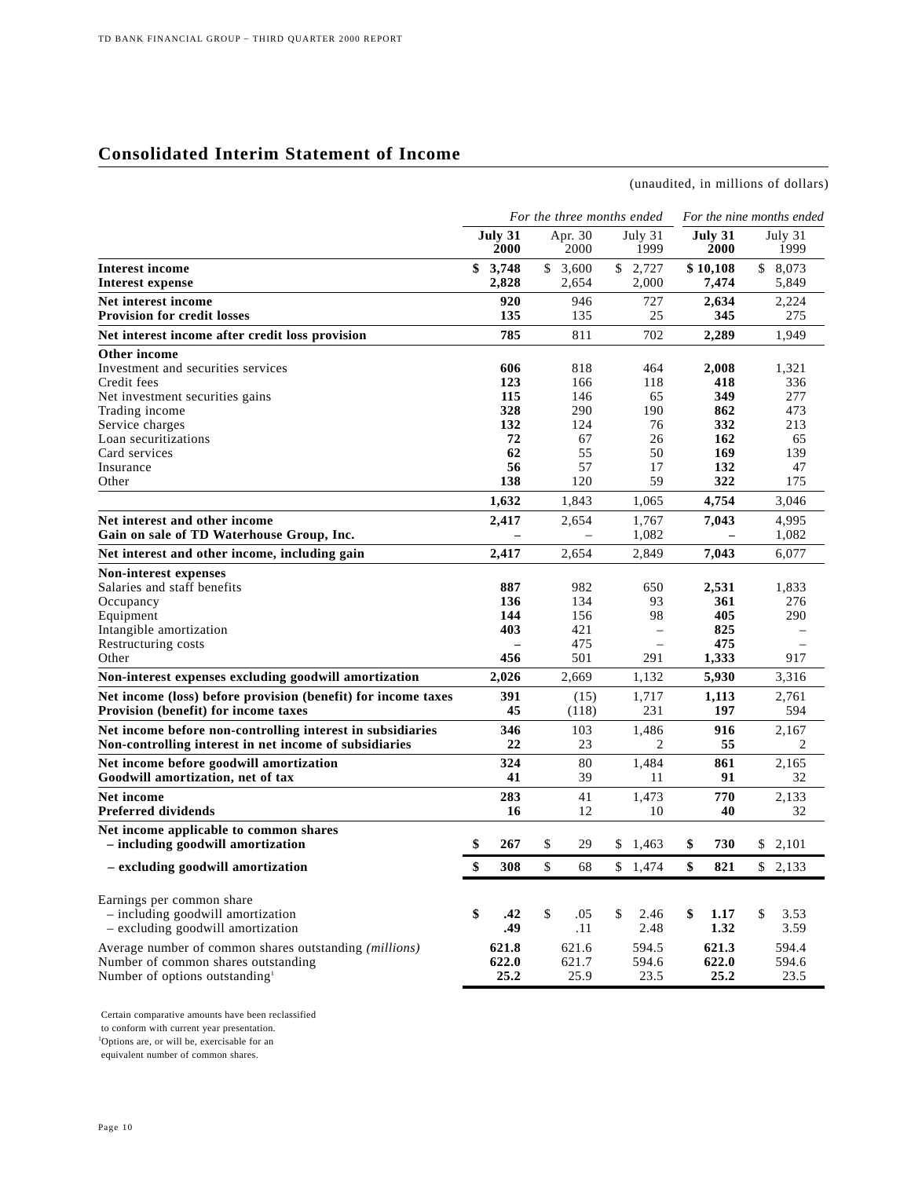## Consolidated Interim Statement of Income

(unaudited, in millions of dollars)

| | For the three months ended | | | For the nine months ended | |
|---|---|---|---|---|---|
| | **July 31 2000** | Apr. 30 2000 | July 31 1999 | **July 31 2000** | July 31 1999 |
| **Interest income** | **$ 3,748** | $ 3,600 | $ 2,727 | **$ 10,108** | $ 8,073 |
| **Interest expense** | **2,828** | 2,654 | 2,000 | **7,474** | 5,849 |
| **Net interest income** | **920** | 946 | 727 | **2,634** | 2,224 |
| **Provision for credit losses** | **135** | 135 | 25 | **345** | 275 |
| **Net interest income after credit loss provision** | **785** | 811 | 702 | **2,289** | 1,949 |
| **Other income** | | | | | |
| Investment and securities services | **606** | 818 | 464 | **2,008** | 1,321 |
| Credit fees | **123** | 166 | 118 | **418** | 336 |
| Net investment securities gains | **115** | 146 | 65 | **349** | 277 |
| Trading income | **328** | 290 | 190 | **862** | 473 |
| Service charges | **132** | 124 | 76 | **332** | 213 |
| Loan securitizations | **72** | 67 | 26 | **162** | 65 |
| Card services | **62** | 55 | 50 | **169** | 139 |
| Insurance | **56** | 57 | 17 | **132** | 47 |
| Other | **138** | 120 | 59 | **322** | 175 |
| | **1,632** | 1,843 | 1,065 | **4,754** | 3,046 |
| **Net interest and other income** | **2,417** | 2,654 | 1,767 | **7,043** | 4,995 |
| **Gain on sale of TD Waterhouse Group, Inc.** | **–** | – | 1,082 | **–** | 1,082 |
| **Net interest and other income, including gain** | **2,417** | 2,654 | 2,849 | **7,043** | 6,077 |
| **Non-interest expenses** | | | | | |
| Salaries and staff benefits | **887** | 982 | 650 | **2,531** | 1,833 |
| Occupancy | **136** | 134 | 93 | **361** | 276 |
| Equipment | **144** | 156 | 98 | **405** | 290 |
| Intangible amortization | **403** | 421 | – | **825** | – |
| Restructuring costs | **–** | 475 | – | **475** | – |
| Other | **456** | 501 | 291 | **1,333** | 917 |
| **Non-interest expenses excluding goodwill amortization** | **2,026** | 2,669 | 1,132 | **5,930** | 3,316 |
| **Net income (loss) before provision (benefit) for income taxes** | **391** | (15) | 1,717 | **1,113** | 2,761 |
| **Provision (benefit) for income taxes** | **45** | (118) | 231 | **197** | 594 |
| **Net income before non-controlling interest in subsidiaries** | **346** | 103 | 1,486 | **916** | 2,167 |
| **Non-controlling interest in net income of subsidiaries** | **22** | 23 | 2 | **55** | 2 |
| **Net income before goodwill amortization** | **324** | 80 | 1,484 | **861** | 2,165 |
| **Goodwill amortization, net of tax** | **41** | 39 | 11 | **91** | 32 |
| **Net income** | **283** | 41 | 1,473 | **770** | 2,133 |
| **Preferred dividends** | **16** | 12 | 10 | **40** | 32 |
| **Net income applicable to common shares – including goodwill amortization** | **$ 267** | $ 29 | $ 1,463 | **$ 730** | $ 2,101 |
| **– excluding goodwill amortization** | **$ 308** | $ 68 | $ 1,474 | **$ 821** | $ 2,133 |
| Earnings per common share | | | | | |
| – including goodwill amortization | **$ .42** | $ .05 | $ 2.46 | **$ 1.17** | $ 3.53 |
| – excluding goodwill amortization | **.49** | .11 | 2.48 | **1.32** | 3.59 |
| Average number of common shares outstanding *(millions)* | **621.8** | 621.6 | 594.5 | **621.3** | 594.4 |
| Number of common shares outstanding | **622.0** | 621.7 | 594.6 | **622.0** | 594.6 |
| Number of options outstanding[1] | **25.2** | 25.9 | 23.5 | **25.2** | 23.5 |

Certain comparative amounts have been reclassified to conform with current year presentation.

[1]Options are, or will be, exercisable for an equivalent number of common shares.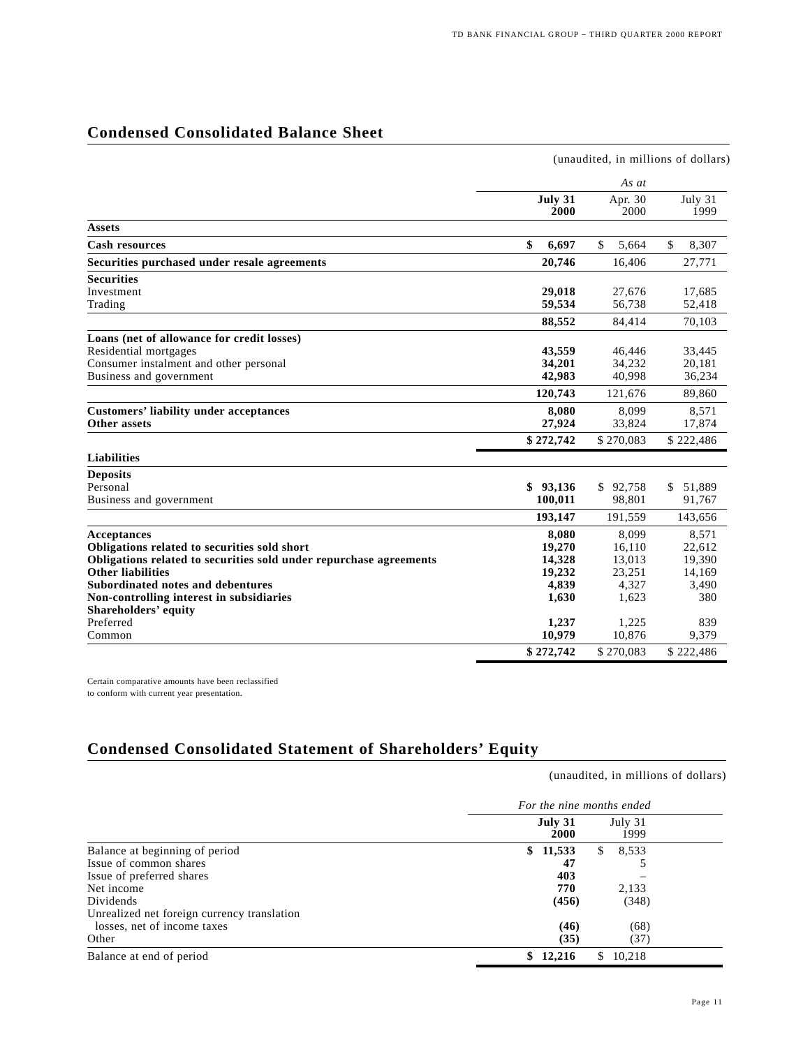## Condensed Consolidated Balance Sheet

(unaudited, in millions of dollars)

| | *As at* | | |
|---|---|---|---|
| | **July 31 2000** | Apr. 30 2000 | July 31 1999 |
| **Assets** | | | |
| **Cash resources** | **$ 6,697** | $ 5,664 | $ 8,307 |
| **Securities purchased under resale agreements** | **20,746** | 16,406 | 27,771 |
| **Securities** | | | |
| Investment | **29,018** | 27,676 | 17,685 |
| Trading | **59,534** | 56,738 | 52,418 |
| | **88,552** | 84,414 | 70,103 |
| **Loans (net of allowance for credit losses)** | | | |
| Residential mortgages | **43,559** | 46,446 | 33,445 |
| Consumer instalment and other personal | **34,201** | 34,232 | 20,181 |
| Business and government | **42,983** | 40,998 | 36,234 |
| | **120,743** | 121,676 | 89,860 |
| **Customers' liability under acceptances** | **8,080** | 8,099 | 8,571 |
| **Other assets** | **27,924** | 33,824 | 17,874 |
| | **$ 272,742** | $ 270,083 | $ 222,486 |
| **Liabilities** | | | |
| **Deposits** | | | |
| Personal | **$ 93,136** | $ 92,758 | $ 51,889 |
| Business and government | **100,011** | 98,801 | 91,767 |
| | **193,147** | 191,559 | 143,656 |
| **Acceptances** | **8,080** | 8,099 | 8,571 |
| **Obligations related to securities sold short** | **19,270** | 16,110 | 22,612 |
| **Obligations related to securities sold under repurchase agreements** | **14,328** | 13,013 | 19,390 |
| **Other liabilities** | **19,232** | 23,251 | 14,169 |
| **Subordinated notes and debentures** | **4,839** | 4,327 | 3,490 |
| **Non-controlling interest in subsidiaries** | **1,630** | 1,623 | 380 |
| **Shareholders' equity** | | | |
| Preferred | **1,237** | 1,225 | 839 |
| Common | **10,979** | 10,876 | 9,379 |
| | **$ 272,742** | $ 270,083 | $ 222,486 |

Certain comparative amounts have been reclassified to conform with current year presentation.

## Condensed Consolidated Statement of Shareholders' Equity

(unaudited, in millions of dollars)

| | *For the nine months ended* | |
|---|---|---|
| | **July 31 2000** | July 31 1999 |
| Balance at beginning of period | **$ 11,533** | $ 8,533 |
| Issue of common shares | **47** | 5 |
| Issue of preferred shares | **403** | – |
| Net income | **770** | 2,133 |
| Dividends | **(456)** | (348) |
| Unrealized net foreign currency translation losses, net of income taxes | **(46)** | (68) |
| Other | **(35)** | (37) |
| Balance at end of period | **$ 12,216** | $ 10,218 |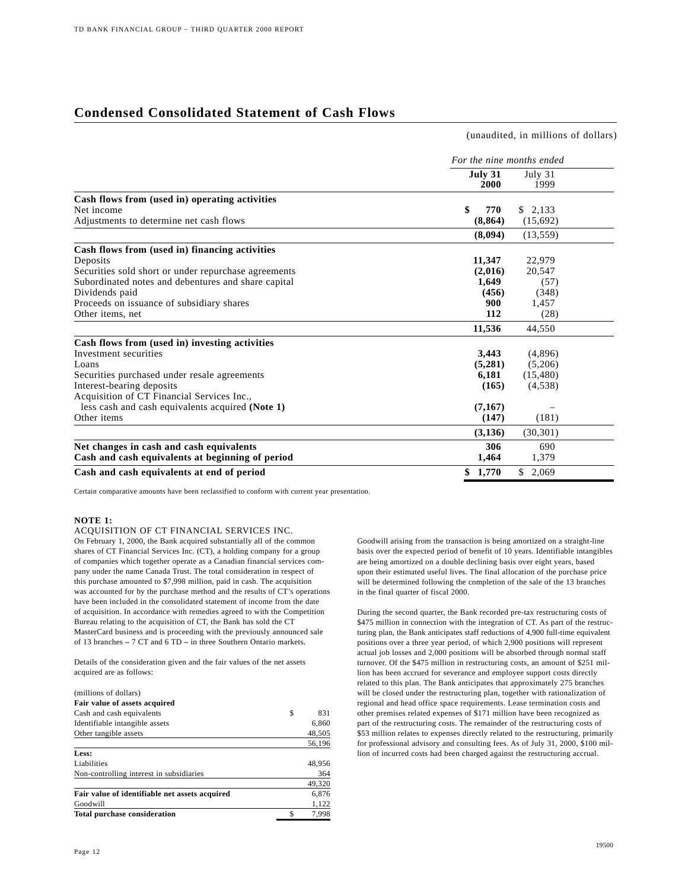## Condensed Consolidated Statement of Cash Flows

(unaudited, in millions of dollars)

| | For the nine months ended | |
|---|---|---|
| | **July 31 2000** | July 31 1999 |
| **Cash flows from (used in) operating activities** | | |
| Net income | **$ 770** | $ 2,133 |
| Adjustments to determine net cash flows | **(8,864)** | (15,692) |
| | **(8,094)** | (13,559) |
| **Cash flows from (used in) financing activities** | | |
| Deposits | **11,347** | 22,979 |
| Securities sold short or under repurchase agreements | **(2,016)** | 20,547 |
| Subordinated notes and debentures and share capital | **1,649** | (57) |
| Dividends paid | **(456)** | (348) |
| Proceeds on issuance of subsidiary shares | **900** | 1,457 |
| Other items, net | **112** | (28) |
| | **11,536** | 44,550 |
| **Cash flows from (used in) investing activities** | | |
| Investment securities | **3,443** | (4,896) |
| Loans | **(5,281)** | (5,206) |
| Securities purchased under resale agreements | **6,181** | (15,480) |
| Interest-bearing deposits | **(165)** | (4,538) |
| Acquisition of CT Financial Services Inc., less cash and cash equivalents acquired **(Note 1)** | **(7,167)** | – |
| Other items | **(147)** | (181) |
| | **(3,136)** | (30,301) |
| **Net changes in cash and cash equivalents** | **306** | 690 |
| **Cash and cash equivalents at beginning of period** | **1,464** | 1,379 |
| **Cash and cash equivalents at end of period** | **$ 1,770** | $ 2,069 |

Certain comparative amounts have been reclassified to conform with current year presentation.

**NOTE 1:**

ACQUISITION OF CT FINANCIAL SERVICES INC.

On February 1, 2000, the Bank acquired substantially all of the common shares of CT Financial Services Inc. (CT), a holding company for a group of companies which together operate as a Canadian financial services company under the name Canada Trust. The total consideration in respect of this purchase amounted to $7,998 million, paid in cash. The acquisition was accounted for by the purchase method and the results of CT's operations have been included in the consolidated statement of income from the date of acquisition. In accordance with remedies agreed to with the Competition Bureau relating to the acquisition of CT, the Bank has sold the CT MasterCard business and is proceeding with the previously announced sale of 13 branches – 7 CT and 6 TD – in three Southern Ontario markets.

Details of the consideration given and the fair values of the net assets acquired are as follows:

| (millions of dollars) | |
|---|---|
| **Fair value of assets acquired** | |
| Cash and cash equivalents | $ 831 |
| Identifiable intangible assets | 6,860 |
| Other tangible assets | 48,505 |
| | 56,196 |
| **Less:** | |
| Liabilities | 48,956 |
| Non-controlling interest in subsidiaries | 364 |
| | 49,320 |
| **Fair value of identifiable net assets acquired** | 6,876 |
| Goodwill | 1,122 |
| **Total purchase consideration** | $ 7,998 |

Goodwill arising from the transaction is being amortized on a straight-line basis over the expected period of benefit of 10 years. Identifiable intangibles are being amortized on a double declining basis over eight years, based upon their estimated useful lives. The final allocation of the purchase price will be determined following the completion of the sale of the 13 branches in the final quarter of fiscal 2000.

During the second quarter, the Bank recorded pre-tax restructuring costs of $475 million in connection with the integration of CT. As part of the restructuring plan, the Bank anticipates staff reductions of 4,900 full-time equivalent positions over a three year period, of which 2,900 positions will represent actual job losses and 2,000 positions will be absorbed through normal staff turnover. Of the $475 million in restructuring costs, an amount of $251 million has been accrued for severance and employee support costs directly related to this plan. The Bank anticipates that approximately 275 branches will be closed under the restructuring plan, together with rationalization of regional and head office space requirements. Lease termination costs and other premises related expenses of $171 million have been recognized as part of the restructuring costs. The remainder of the restructuring costs of $53 million relates to expenses directly related to the restructuring, primarily for professional advisory and consulting fees. As of July 31, 2000, $100 million of incurred costs had been charged against the restructuring accrual.

19500